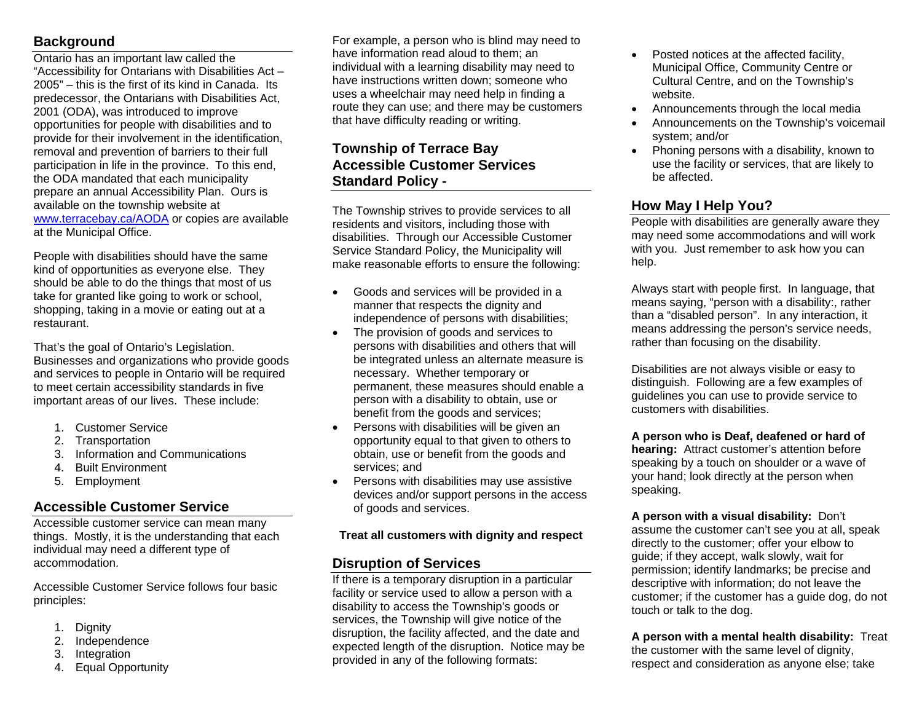## Background

Ontario has an important law called the "Accessibility for Ontarians with Disabilities Act – 2005" – this is the first of its kind in Canada. Its predecessor, the Ontarians with Disabilities Act, 2001 (ODA), was introduced to improve opportunities for people with disabilities and to provide for their involvement in the identification, removal and prevention of barriers to their full participation in life in the province. To this end, the ODA mandated that each municipality prepare an annual Accessibility Plan. Ours is available on the township website at www.terracebay.ca/AODA or copies are available at the Municipal Office.

People with disabilities should have the same kind of opportunities as everyone else. They should be able to do the things that most of us take for granted like going to work or school, shopping, taking in a movie or eating out at a restaurant.

That's the goal of Ontario's Legislation. Businesses and organizations who provide goods and services to people in Ontario will be required to meet certain accessibility standards in five important areas of our lives. These include:

1. Customer Service
2. Transportation
3. Information and Communications
4. Built Environment
5. Employment

## Accessible Customer Service

Accessible customer service can mean many things. Mostly, it is the understanding that each individual may need a different type of accommodation.

Accessible Customer Service follows four basic principles:

1. Dignity
2. Independence
3. Integration
4. Equal Opportunity

For example, a person who is blind may need to have information read aloud to them; an individual with a learning disability may need to have instructions written down; someone who uses a wheelchair may need help in finding a route they can use; and there may be customers that have difficulty reading or writing.

## Township of Terrace Bay Accessible Customer Services Standard Policy -

The Township strives to provide services to all residents and visitors, including those with disabilities. Through our Accessible Customer Service Standard Policy, the Municipality will make reasonable efforts to ensure the following:

- Goods and services will be provided in a manner that respects the dignity and independence of persons with disabilities;
- The provision of goods and services to persons with disabilities and others that will be integrated unless an alternate measure is necessary. Whether temporary or permanent, these measures should enable a person with a disability to obtain, use or benefit from the goods and services;
- Persons with disabilities will be given an opportunity equal to that given to others to obtain, use or benefit from the goods and services; and
- Persons with disabilities may use assistive devices and/or support persons in the access of goods and services.

**Treat all customers with dignity and respect**

## Disruption of Services

If there is a temporary disruption in a particular facility or service used to allow a person with a disability to access the Township's goods or services, the Township will give notice of the disruption, the facility affected, and the date and expected length of the disruption. Notice may be provided in any of the following formats:

- Posted notices at the affected facility, Municipal Office, Community Centre or Cultural Centre, and on the Township's website.
- Announcements through the local media
- Announcements on the Township's voicemail system; and/or
- Phoning persons with a disability, known to use the facility or services, that are likely to be affected.

## How May I Help You?

People with disabilities are generally aware they may need some accommodations and will work with you. Just remember to ask how you can help.

Always start with people first. In language, that means saying, "person with a disability:, rather than a "disabled person". In any interaction, it means addressing the person's service needs, rather than focusing on the disability.

Disabilities are not always visible or easy to distinguish. Following are a few examples of guidelines you can use to provide service to customers with disabilities.

**A person who is Deaf, deafened or hard of hearing:** Attract customer's attention before speaking by a touch on shoulder or a wave of your hand; look directly at the person when speaking.

**A person with a visual disability:** Don't assume the customer can't see you at all, speak directly to the customer; offer your elbow to guide; if they accept, walk slowly, wait for permission; identify landmarks; be precise and descriptive with information; do not leave the customer; if the customer has a guide dog, do not touch or talk to the dog.

**A person with a mental health disability:** Treat the customer with the same level of dignity, respect and consideration as anyone else; take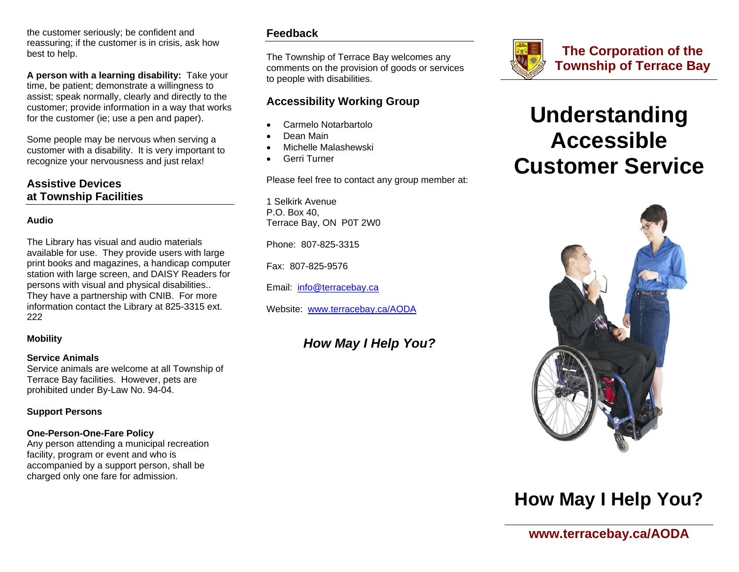the customer seriously; be confident and reassuring; if the customer is in crisis, ask how best to help.

**A person with a learning disability:** Take your time, be patient; demonstrate a willingness to assist; speak normally, clearly and directly to the customer; provide information in a way that works for the customer (ie; use a pen and paper).

Some people may be nervous when serving a customer with a disability. It is very important to recognize your nervousness and just relax!

## Assistive Devices at Township Facilities

#### Audio

The Library has visual and audio materials available for use. They provide users with large print books and magazines, a handicap computer station with large screen, and DAISY Readers for persons with visual and physical disabilities.. They have a partnership with CNIB. For more information contact the Library at 825-3315 ext. 222

#### Mobility

#### Service Animals

Service animals are welcome at all Township of Terrace Bay facilities. However, pets are prohibited under By-Law No. 94-04.

#### Support Persons

#### One-Person-One-Fare Policy

Any person attending a municipal recreation facility, program or event and who is accompanied by a support person, shall be charged only one fare for admission.

## Feedback

The Township of Terrace Bay welcomes any comments on the provision of goods or services to people with disabilities.

## Accessibility Working Group

- Carmelo Notarbartolo
- Dean Main
- Michelle Malashewski
- Gerri Turner

Please feel free to contact any group member at:

1 Selkirk Avenue
P.O. Box 40,
Terrace Bay, ON P0T 2W0

Phone: 807-825-3315

Fax: 807-825-9576

Email: info@terracebay.ca

Website: www.terracebay.ca/AODA

***How May I Help You?***

**The Corporation of the Township of Terrace Bay**

# Understanding Accessible Customer Service

## How May I Help You?

**www.terracebay.ca/AODA**